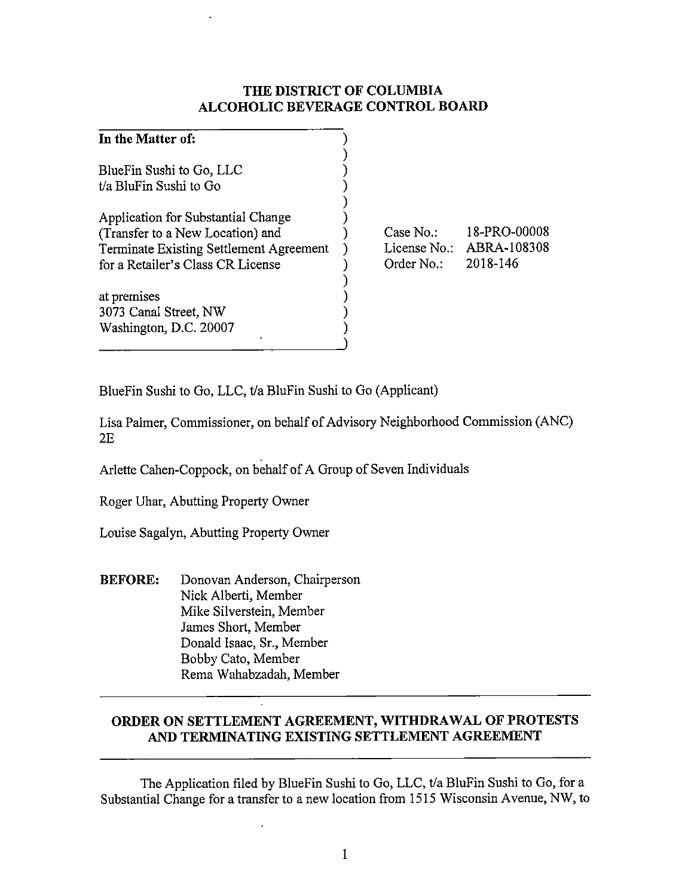# THE DISTRICT OF COLUMBIA
# ALCOHOLIC BEVERAGE CONTROL BOARD

**In the Matter of:**

BlueFin Sushi to Go, LLC
t/a BluFin Sushi to Go

Application for Substantial Change (Transfer to a New Location) and Terminate Existing Settlement Agreement for a Retailer's Class CR License

at premises
3073 Canal Street, NW
Washington, D.C. 20007

Case No.: 18-PRO-00008
License No.: ABRA-108308
Order No.: 2018-146

BlueFin Sushi to Go, LLC, t/a BluFin Sushi to Go (Applicant)

Lisa Palmer, Commissioner, on behalf of Advisory Neighborhood Commission (ANC) 2E

Arlette Cahen-Coppock, on behalf of A Group of Seven Individuals

Roger Uhar, Abutting Property Owner

Louise Sagalyn, Abutting Property Owner

**BEFORE:** Donovan Anderson, Chairperson
Nick Alberti, Member
Mike Silverstein, Member
James Short, Member
Donald Isaac, Sr., Member
Bobby Cato, Member
Rema Wahabzadah, Member

## ORDER ON SETTLEMENT AGREEMENT, WITHDRAWAL OF PROTESTS AND TERMINATING EXISTING SETTLEMENT AGREEMENT

The Application filed by BlueFin Sushi to Go, LLC, t/a BluFin Sushi to Go, for a Substantial Change for a transfer to a new location from 1515 Wisconsin Avenue, NW, to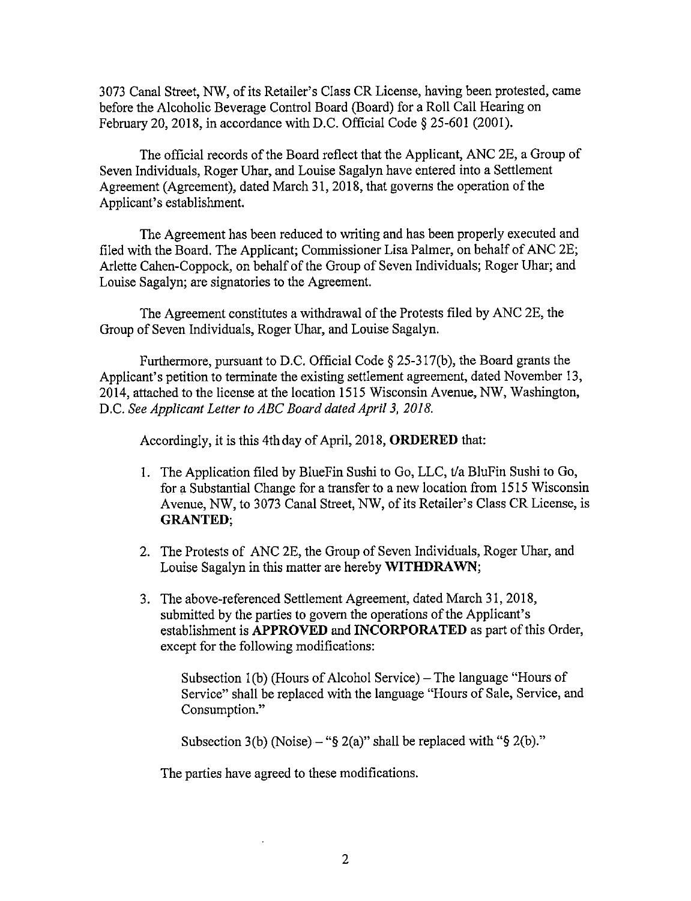3073 Canal Street, NW, of its Retailer's Class CR License, having been protested, came before the Alcoholic Beverage Control Board (Board) for a Roll Call Hearing on February 20, 2018, in accordance with D.C. Official Code § 25-601 (2001).

The official records of the Board reflect that the Applicant, ANC 2E, a Group of Seven Individuals, Roger Uhar, and Louise Sagalyn have entered into a Settlement Agreement (Agreement), dated March 31, 2018, that governs the operation of the Applicant's establishment.

The Agreement has been reduced to writing and has been properly executed and filed with the Board. The Applicant; Commissioner Lisa Palmer, on behalf of ANC 2E; Arlette Cahen-Coppock, on behalf of the Group of Seven Individuals; Roger Uhar; and Louise Sagalyn; are signatories to the Agreement.

The Agreement constitutes a withdrawal of the Protests filed by ANC 2E, the Group of Seven Individuals, Roger Uhar, and Louise Sagalyn.

Furthermore, pursuant to D.C. Official Code § 25-317(b), the Board grants the Applicant's petition to terminate the existing settlement agreement, dated November 13, 2014, attached to the license at the location 1515 Wisconsin Avenue, NW, Washington, D.C. *See Applicant Letter to ABC Board dated April 3, 2018.*

Accordingly, it is this 4th day of April, 2018, **ORDERED** that:

1. The Application filed by BlueFin Sushi to Go, LLC, t/a BluFin Sushi to Go, for a Substantial Change for a transfer to a new location from 1515 Wisconsin Avenue, NW, to 3073 Canal Street, NW, of its Retailer's Class CR License, is **GRANTED**;

2. The Protests of ANC 2E, the Group of Seven Individuals, Roger Uhar, and Louise Sagalyn in this matter are hereby **WITHDRAWN**;

3. The above-referenced Settlement Agreement, dated March 31, 2018, submitted by the parties to govern the operations of the Applicant's establishment is **APPROVED** and **INCORPORATED** as part of this Order, except for the following modifications:

   Subsection 1(b) (Hours of Alcohol Service) – The language "Hours of Service" shall be replaced with the language "Hours of Sale, Service, and Consumption."

   Subsection 3(b) (Noise) – "§ 2(a)" shall be replaced with "§ 2(b)."

   The parties have agreed to these modifications.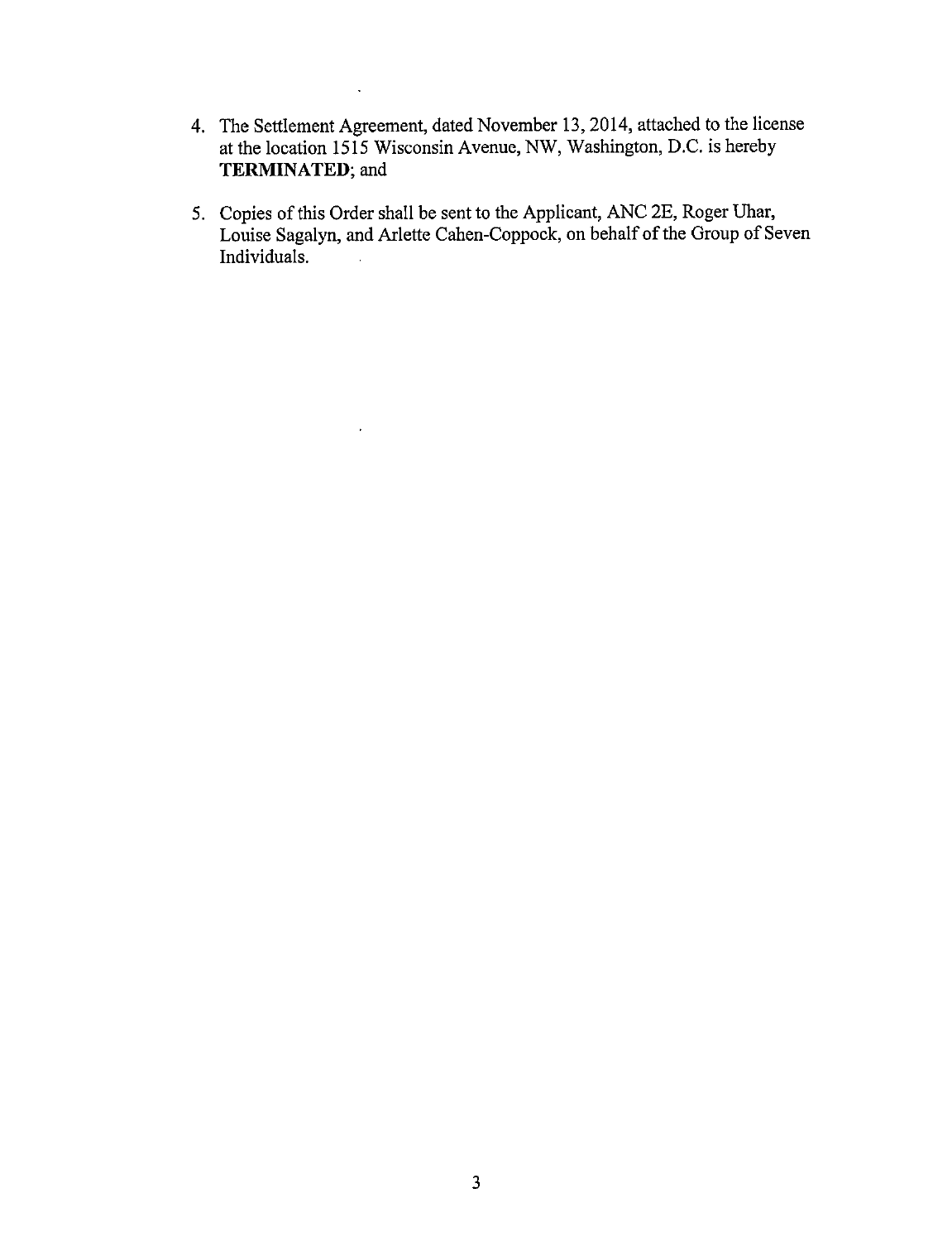4. The Settlement Agreement, dated November 13, 2014, attached to the license at the location 1515 Wisconsin Avenue, NW, Washington, D.C. is hereby **TERMINATED**; and

5. Copies of this Order shall be sent to the Applicant, ANC 2E, Roger Uhar, Louise Sagalyn, and Arlette Cahen-Coppock, on behalf of the Group of Seven Individuals.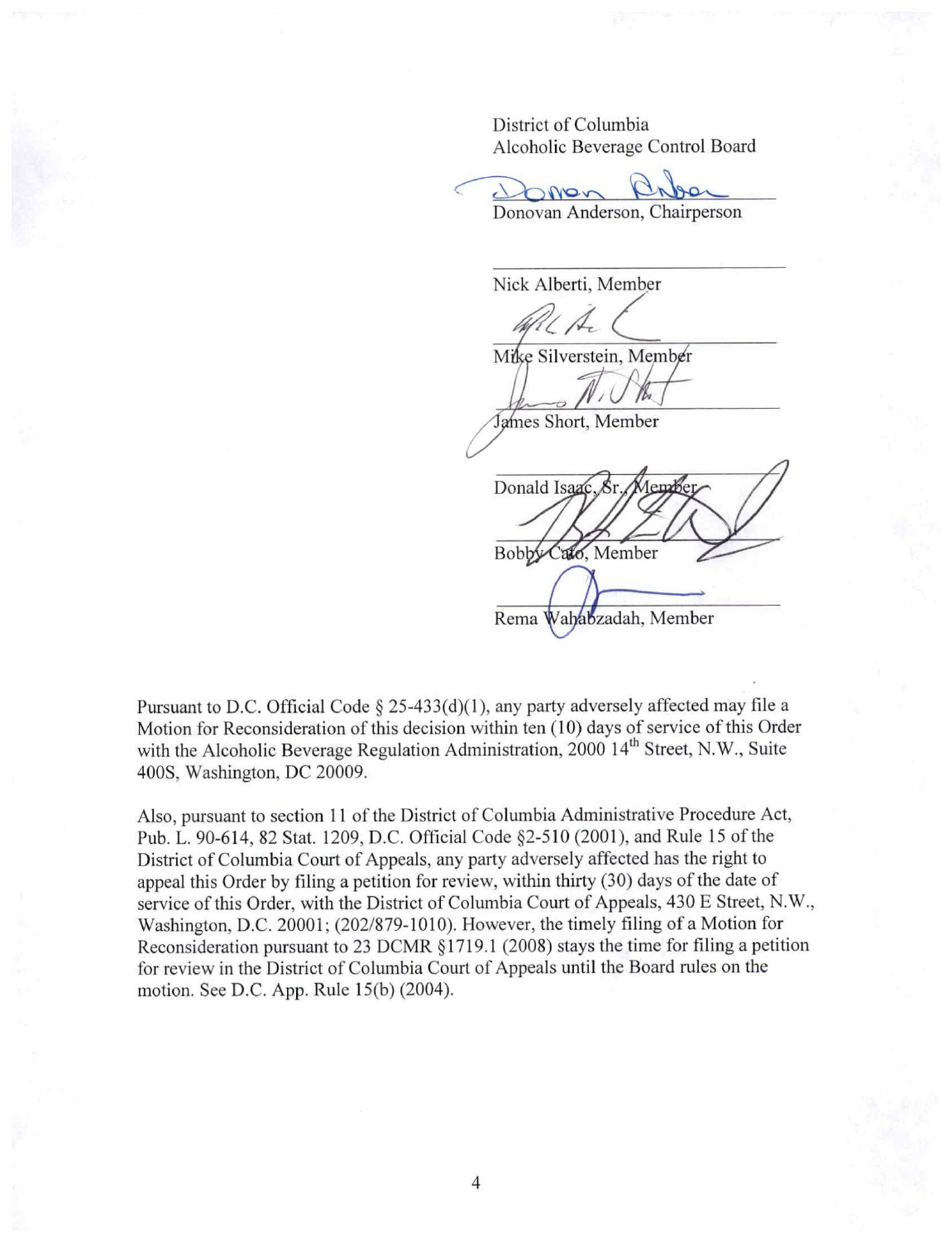District of Columbia
Alcoholic Beverage Control Board

Donovan Anderson, Chairperson

Nick Alberti, Member

Mike Silverstein, Member

James Short, Member

Donald Isaac, Sr., Member

Bobby Cato, Member

Rema Wahabzadah, Member

Pursuant to D.C. Official Code § 25-433(d)(1), any party adversely affected may file a Motion for Reconsideration of this decision within ten (10) days of service of this Order with the Alcoholic Beverage Regulation Administration, 2000 14th Street, N.W., Suite 400S, Washington, DC 20009.

Also, pursuant to section 11 of the District of Columbia Administrative Procedure Act, Pub. L. 90-614, 82 Stat. 1209, D.C. Official Code §2-510 (2001), and Rule 15 of the District of Columbia Court of Appeals, any party adversely affected has the right to appeal this Order by filing a petition for review, within thirty (30) days of the date of service of this Order, with the District of Columbia Court of Appeals, 430 E Street, N.W., Washington, D.C. 20001; (202/879-1010). However, the timely filing of a Motion for Reconsideration pursuant to 23 DCMR §1719.1 (2008) stays the time for filing a petition for review in the District of Columbia Court of Appeals until the Board rules on the motion. See D.C. App. Rule 15(b) (2004).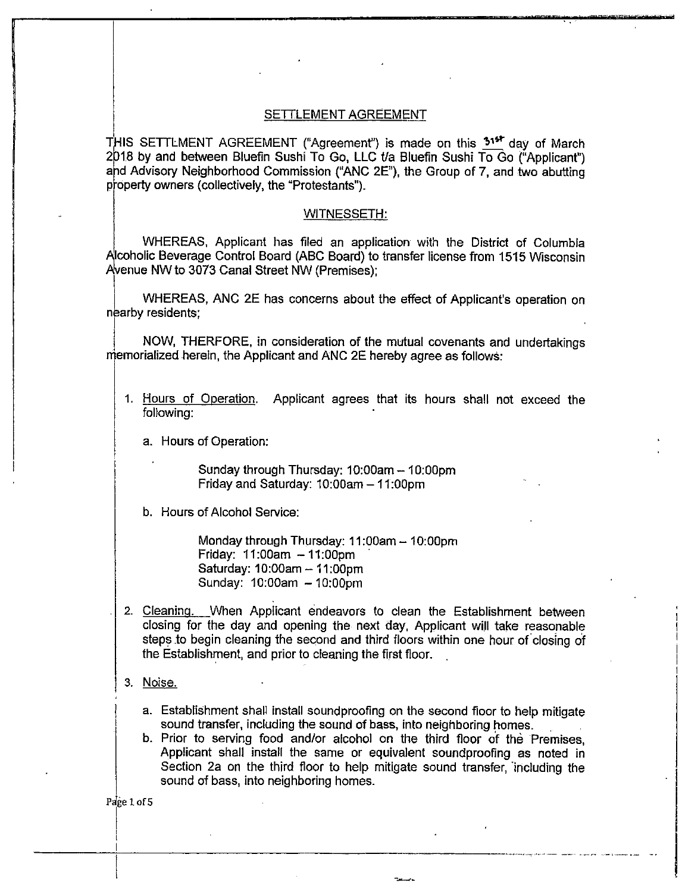## SETTLEMENT AGREEMENT

THIS SETTLMENT AGREEMENT ("Agreement") is made on this 31st day of March 2018 by and between Bluefin Sushi To Go, LLC t/a Bluefin Sushi To Go ("Applicant") and Advisory Neighborhood Commission ("ANC 2E"), the Group of 7, and two abutting property owners (collectively, the "Protestants").

### WITNESSETH:

WHEREAS, Applicant has filed an application with the District of Columbia Alcoholic Beverage Control Board (ABC Board) to transfer license from 1515 Wisconsin Avenue NW to 3073 Canal Street NW (Premises);

WHEREAS, ANC 2E has concerns about the effect of Applicant's operation on nearby residents;

NOW, THERFORE, in consideration of the mutual covenants and undertakings memorialized herein, the Applicant and ANC 2E hereby agree as follows:

1. Hours of Operation. Applicant agrees that its hours shall not exceed the following:

   a. Hours of Operation:

      Sunday through Thursday: 10:00am – 10:00pm
      Friday and Saturday: 10:00am – 11:00pm

   b. Hours of Alcohol Service:

      Monday through Thursday: 11:00am – 10:00pm
      Friday: 11:00am – 11:00pm
      Saturday: 10:00am – 11:00pm
      Sunday: 10:00am – 10:00pm

2. Cleaning. When Applicant endeavors to clean the Establishment between closing for the day and opening the next day, Applicant will take reasonable steps to begin cleaning the second and third floors within one hour of closing of the Establishment, and prior to cleaning the first floor.

3. Noise.

   a. Establishment shall install soundproofing on the second floor to help mitigate sound transfer, including the sound of bass, into neighboring homes.
   b. Prior to serving food and/or alcohol on the third floor of the Premises, Applicant shall install the same or equivalent soundproofing as noted in Section 2a on the third floor to help mitigate sound transfer, including the sound of bass, into neighboring homes.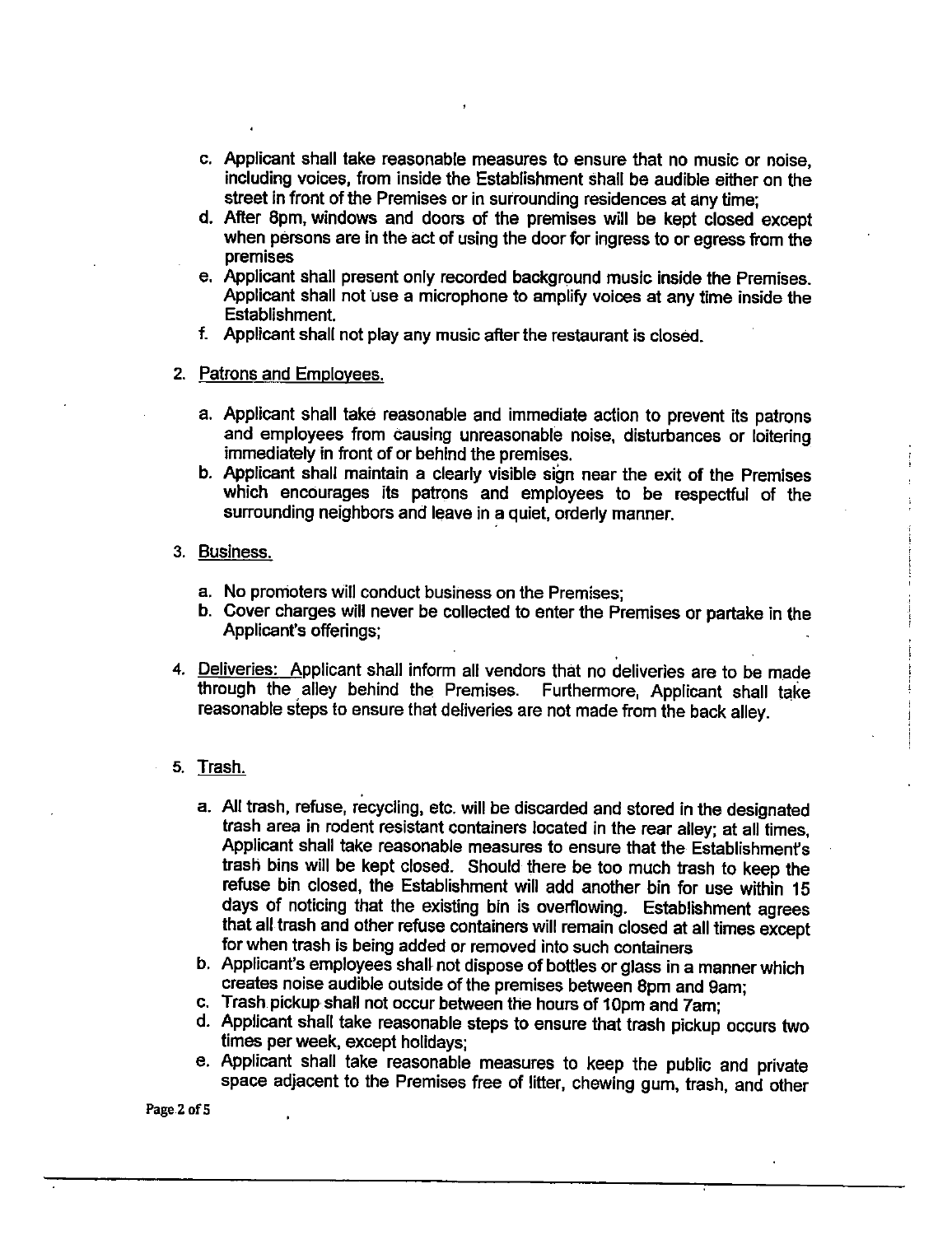c. Applicant shall take reasonable measures to ensure that no music or noise, including voices, from inside the Establishment shall be audible either on the street in front of the Premises or in surrounding residences at any time;
d. After 8pm, windows and doors of the premises will be kept closed except when persons are in the act of using the door for ingress to or egress from the premises
e. Applicant shall present only recorded background music inside the Premises. Applicant shall not use a microphone to amplify voices at any time inside the Establishment.
f. Applicant shall not play any music after the restaurant is closed.

2. Patrons and Employees.

   a. Applicant shall take reasonable and immediate action to prevent its patrons and employees from causing unreasonable noise, disturbances or loitering immediately in front of or behind the premises.
   b. Applicant shall maintain a clearly visible sign near the exit of the Premises which encourages its patrons and employees to be respectful of the surrounding neighbors and leave in a quiet, orderly manner.

3. Business.

   a. No promoters will conduct business on the Premises;
   b. Cover charges will never be collected to enter the Premises or partake in the Applicant's offerings;

4. Deliveries: Applicant shall inform all vendors that no deliveries are to be made through the alley behind the Premises. Furthermore, Applicant shall take reasonable steps to ensure that deliveries are not made from the back alley.

5. Trash.

   a. All trash, refuse, recycling, etc. will be discarded and stored in the designated trash area in rodent resistant containers located in the rear alley; at all times, Applicant shall take reasonable measures to ensure that the Establishment's trash bins will be kept closed. Should there be too much trash to keep the refuse bin closed, the Establishment will add another bin for use within 15 days of noticing that the existing bin is overflowing. Establishment agrees that all trash and other refuse containers will remain closed at all times except for when trash is being added or removed into such containers
   b. Applicant's employees shall not dispose of bottles or glass in a manner which creates noise audible outside of the premises between 8pm and 9am;
   c. Trash pickup shall not occur between the hours of 10pm and 7am;
   d. Applicant shall take reasonable steps to ensure that trash pickup occurs two times per week, except holidays;
   e. Applicant shall take reasonable measures to keep the public and private space adjacent to the Premises free of litter, chewing gum, trash, and other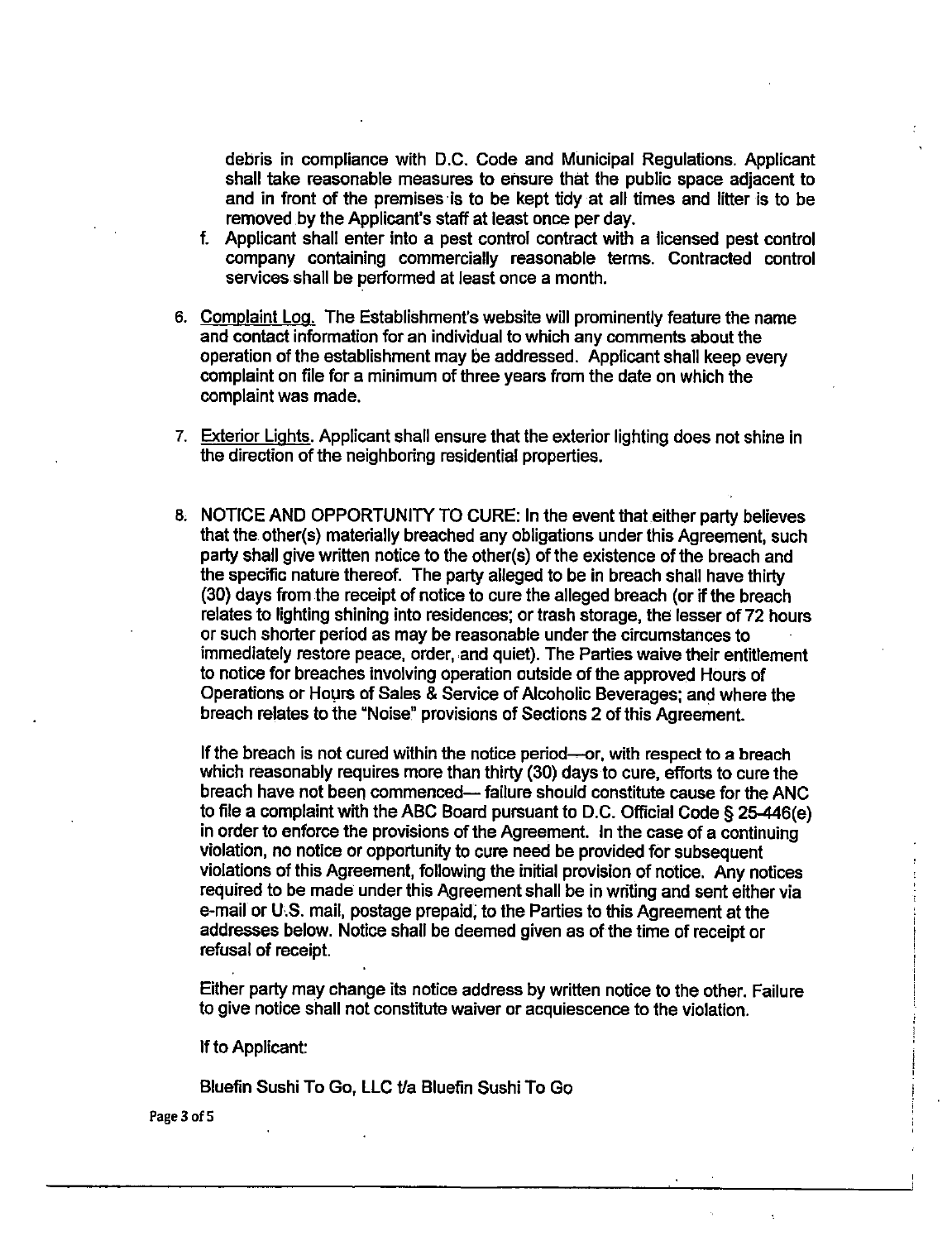debris in compliance with D.C. Code and Municipal Regulations. Applicant shall take reasonable measures to ensure that the public space adjacent to and in front of the premises is to be kept tidy at all times and litter is to be removed by the Applicant's staff at least once per day.

f. Applicant shall enter into a pest control contract with a licensed pest control company containing commercially reasonable terms. Contracted control services shall be performed at least once a month.

6. Complaint Log. The Establishment's website will prominently feature the name and contact information for an individual to which any comments about the operation of the establishment may be addressed. Applicant shall keep every complaint on file for a minimum of three years from the date on which the complaint was made.

7. Exterior Lights. Applicant shall ensure that the exterior lighting does not shine in the direction of the neighboring residential properties.

8. NOTICE AND OPPORTUNITY TO CURE: In the event that either party believes that the other(s) materially breached any obligations under this Agreement, such party shall give written notice to the other(s) of the existence of the breach and the specific nature thereof. The party alleged to be in breach shall have thirty (30) days from the receipt of notice to cure the alleged breach (or if the breach relates to lighting shining into residences; or trash storage, the lesser of 72 hours or such shorter period as may be reasonable under the circumstances to immediately restore peace, order, and quiet). The Parties waive their entitlement to notice for breaches involving operation outside of the approved Hours of Operations or Hours of Sales & Service of Alcoholic Beverages; and where the breach relates to the "Noise" provisions of Sections 2 of this Agreement.

   If the breach is not cured within the notice period—or, with respect to a breach which reasonably requires more than thirty (30) days to cure, efforts to cure the breach have not been commenced— failure should constitute cause for the ANC to file a complaint with the ABC Board pursuant to D.C. Official Code § 25-446(e) in order to enforce the provisions of the Agreement. In the case of a continuing violation, no notice or opportunity to cure need be provided for subsequent violations of this Agreement, following the initial provision of notice. Any notices required to be made under this Agreement shall be in writing and sent either via e-mail or U.S. mail, postage prepaid, to the Parties to this Agreement at the addresses below. Notice shall be deemed given as of the time of receipt or refusal of receipt.

   Either party may change its notice address by written notice to the other. Failure to give notice shall not constitute waiver or acquiescence to the violation.

   If to Applicant:

   Bluefin Sushi To Go, LLC t/a Bluefin Sushi To Go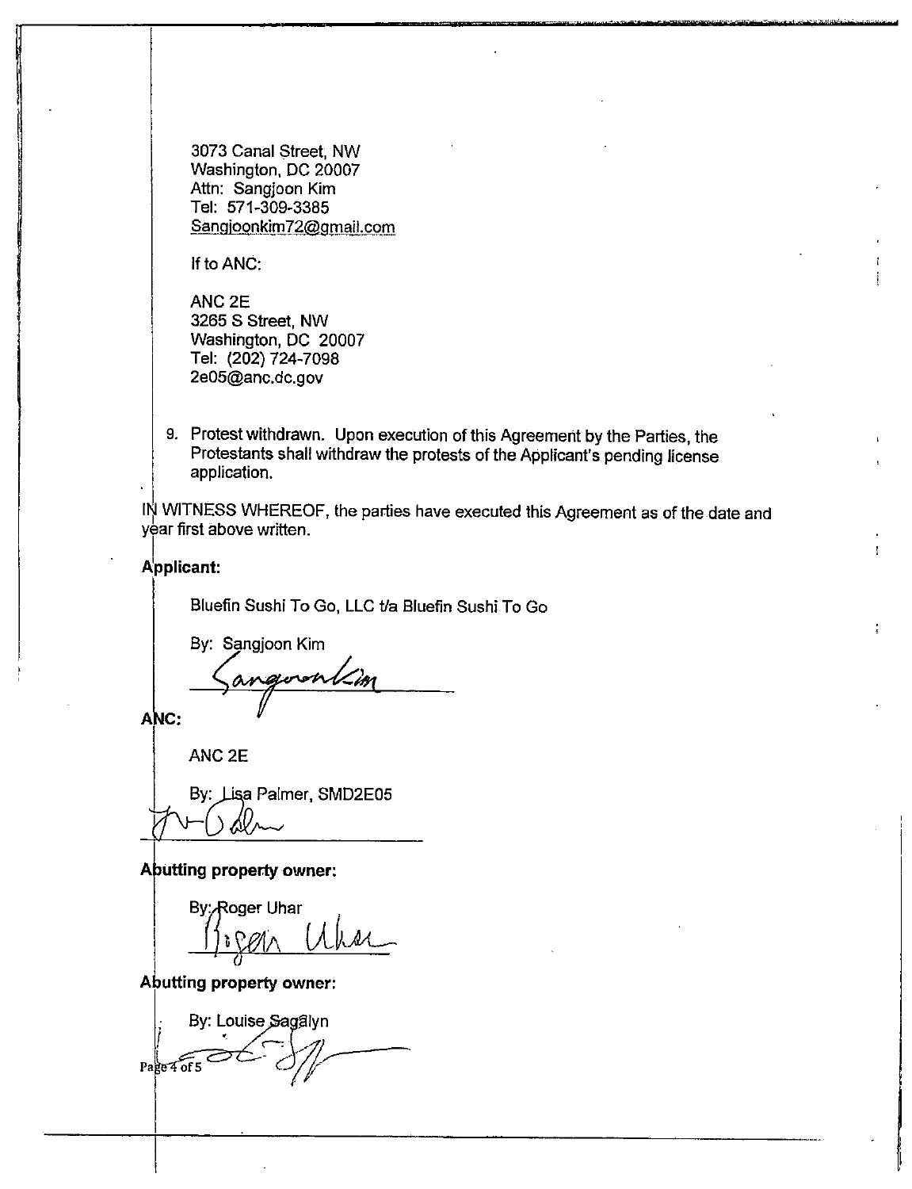3073 Canal Street, NW
Washington, DC 20007
Attn: Sangjoon Kim
Tel: 571-309-3385
Sangjoonkim72@gmail.com

If to ANC:

ANC 2E
3265 S Street, NW
Washington, DC 20007
Tel: (202) 724-7098
2e05@anc.dc.gov

9. Protest withdrawn. Upon execution of this Agreement by the Parties, the Protestants shall withdraw the protests of the Applicant's pending license application.

IN WITNESS WHEREOF, the parties have executed this Agreement as of the date and year first above written.

**Applicant:**

Bluefin Sushi To Go, LLC t/a Bluefin Sushi To Go

By: Sangjoon Kim

______________________

**ANC:**

ANC 2E

By: Lisa Palmer, SMD2E05

______________________

**Abutting property owner:**

By: Roger Uhar

______________________

**Abutting property owner:**

By: Louise Sagalyn

______________________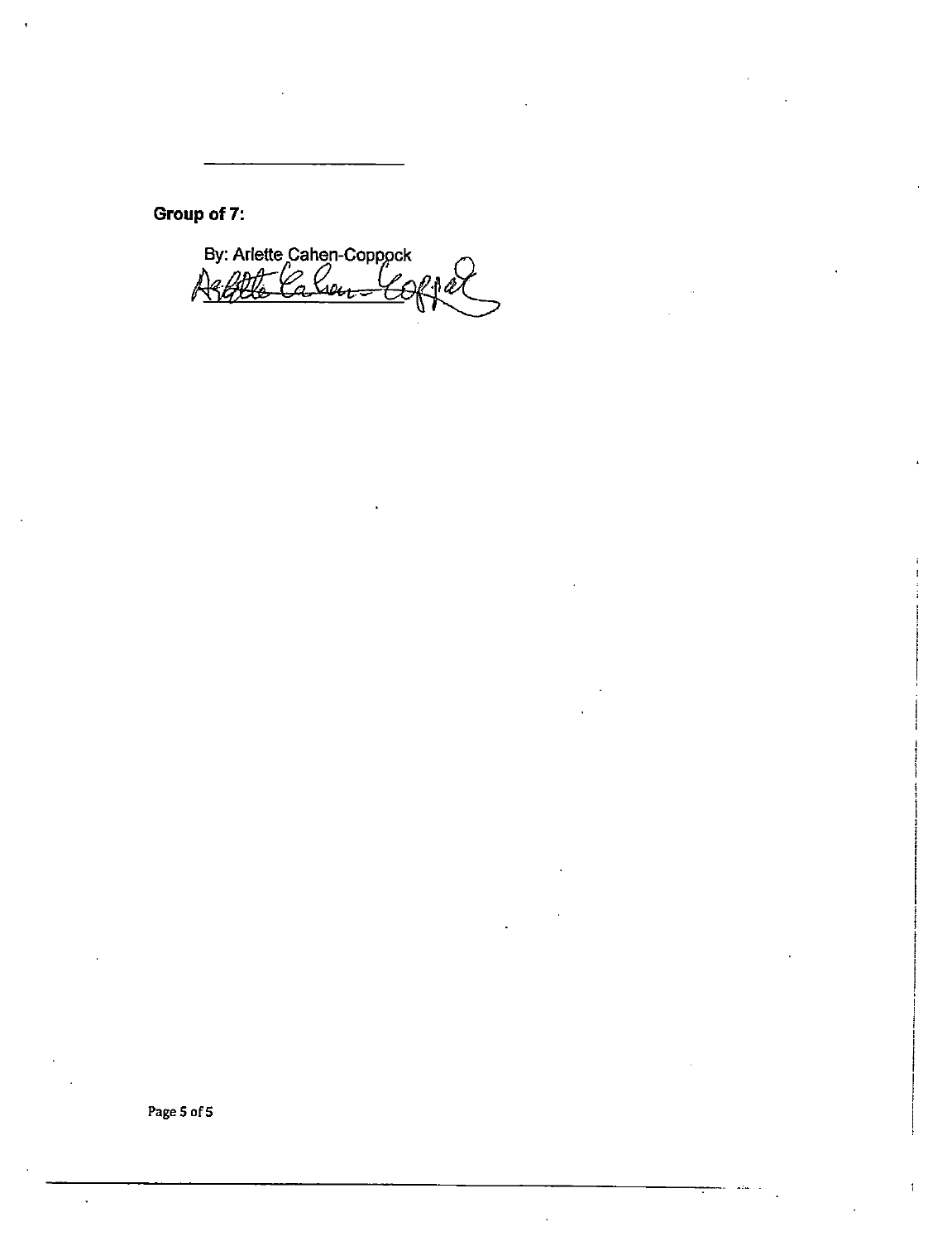---

**Group of 7:**

By: Arlette Cahen-Coppock